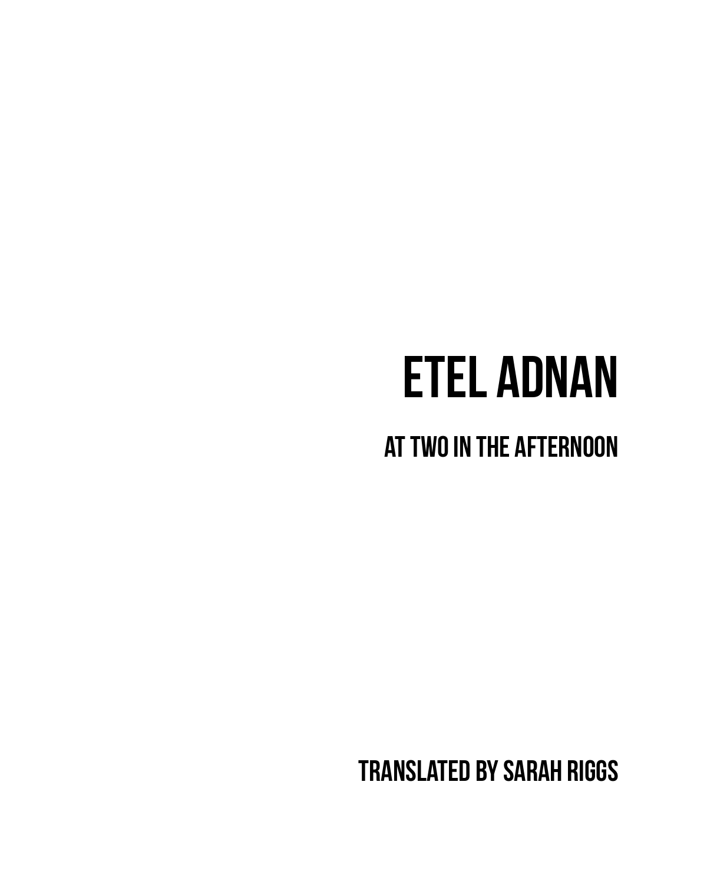# ETEL ADNAN

## AT TWO IN THE AFTERNOON

**TRANSLATED BY SARAH RIGGS**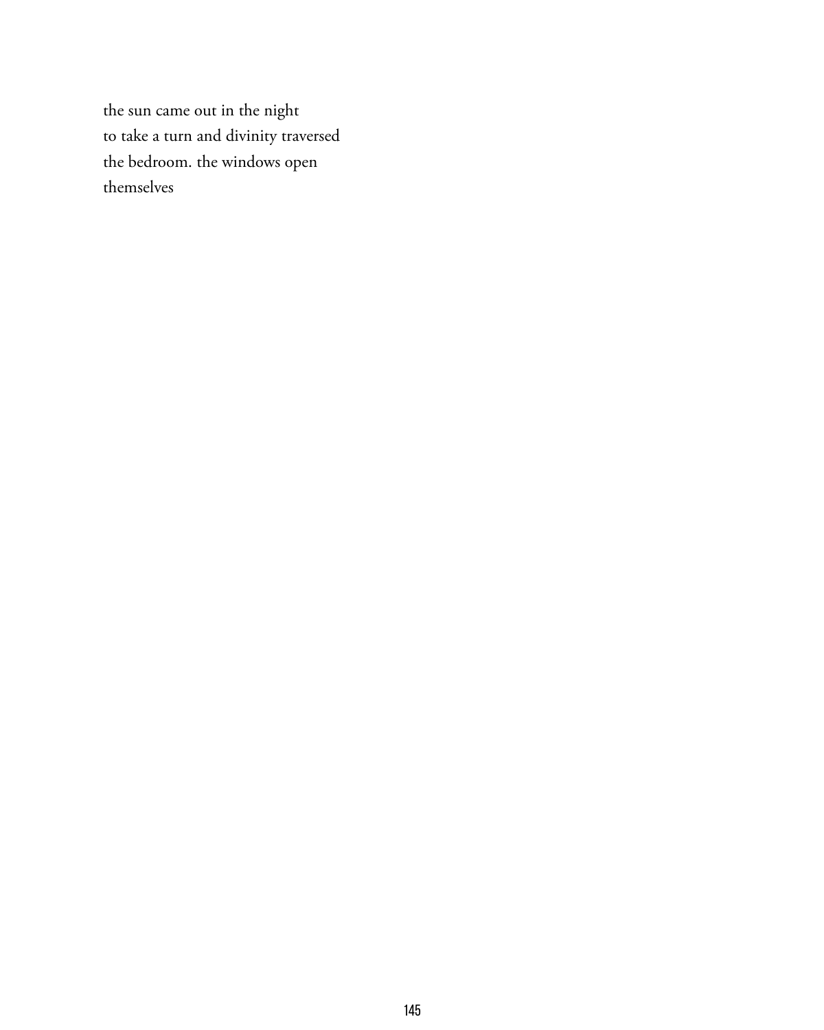the sun came out in the night  
to take a turn and divinity traversed  
the bedroom. the windows open  
themselves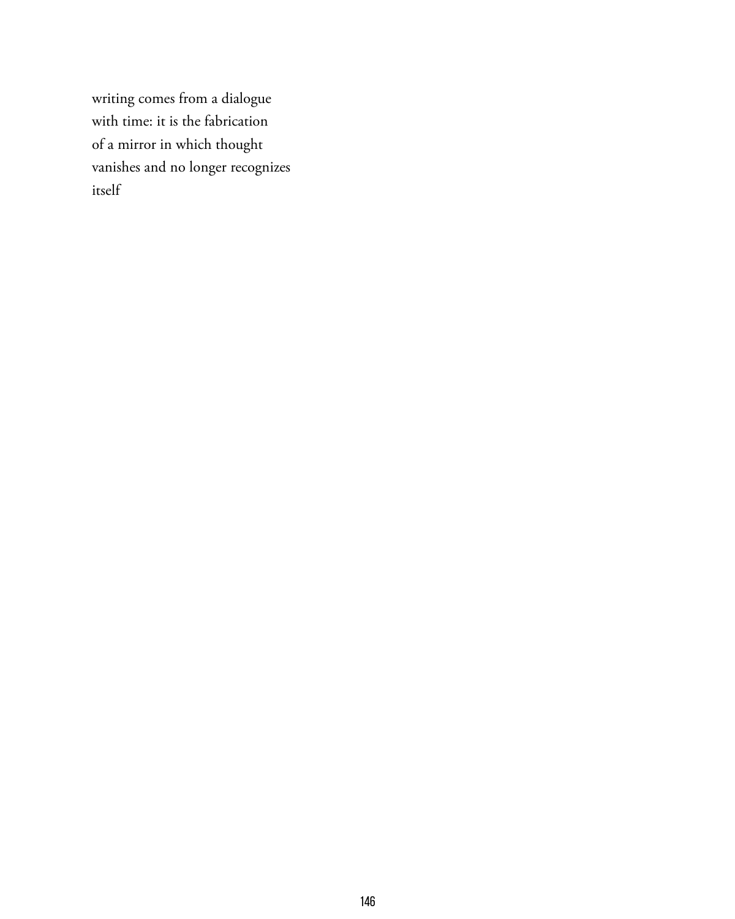writing comes from a dialogue  
with time: it is the fabrication  
of a mirror in which thought  
vanishes and no longer recognizes  
itself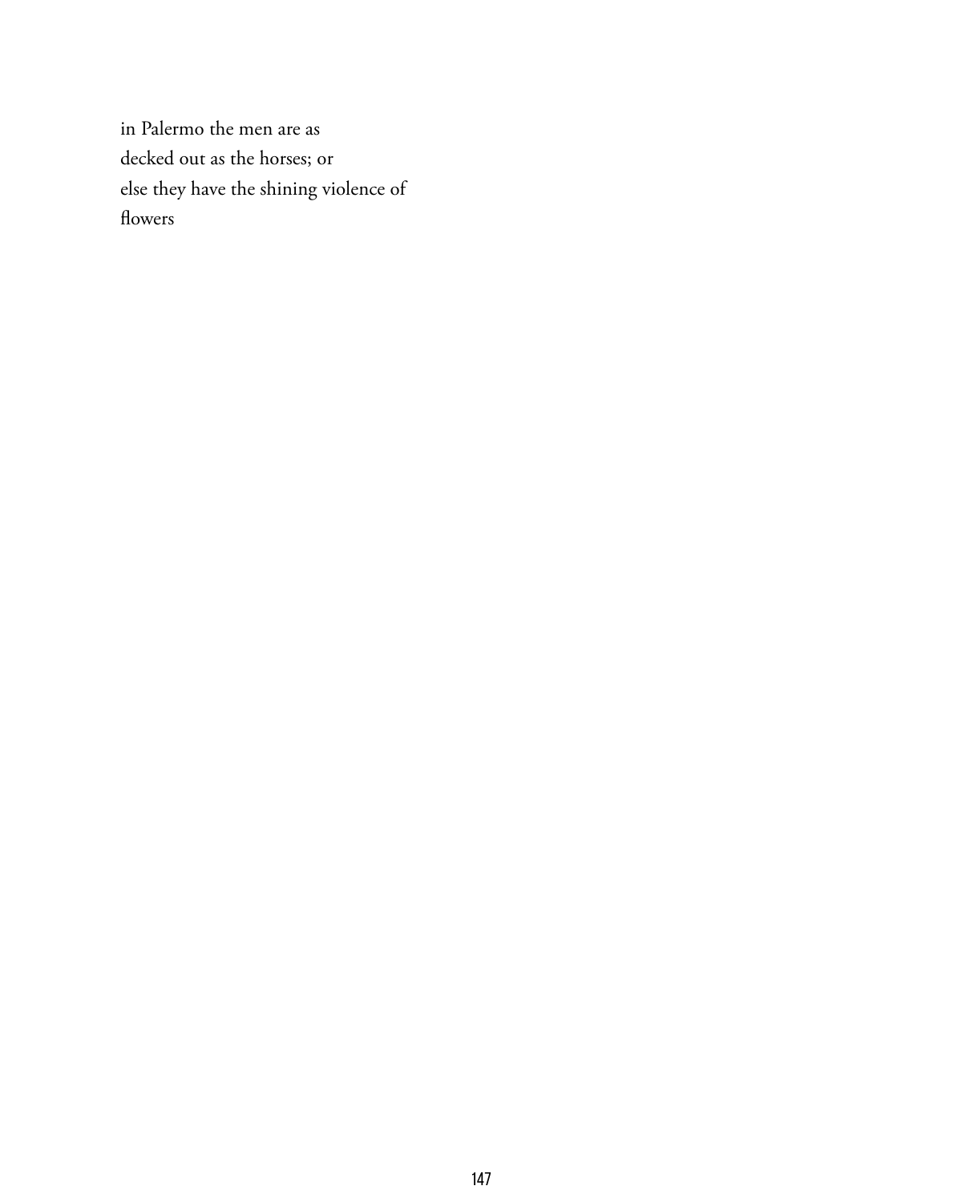in Palermo the men are as  
decked out as the horses; or  
else they have the shining violence of  
flowers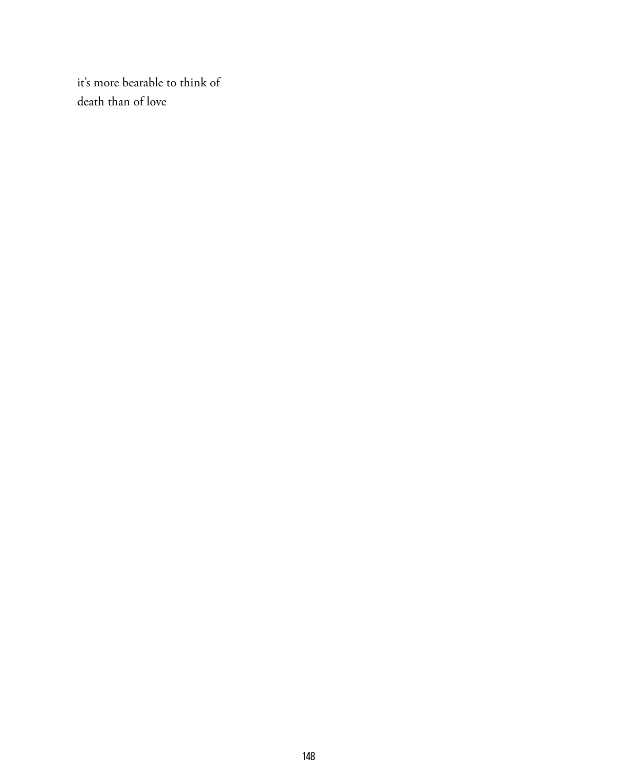it's more bearable to think of
death than of love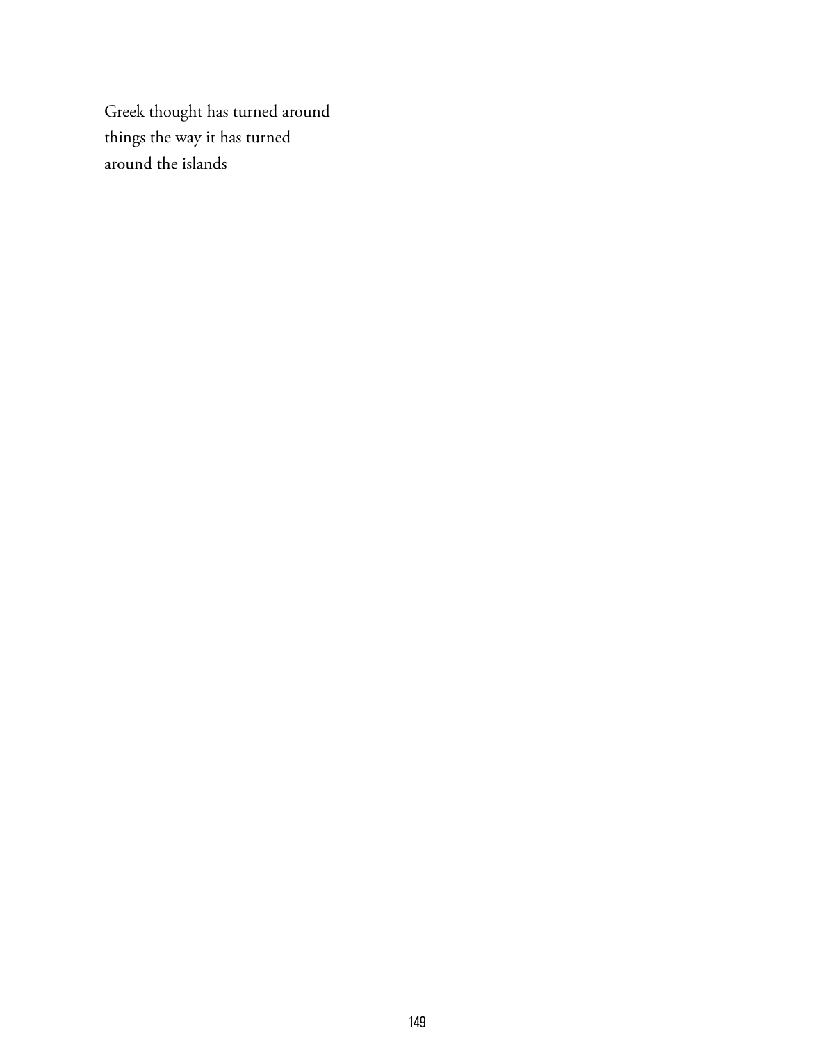Greek thought has turned around
things the way it has turned
around the islands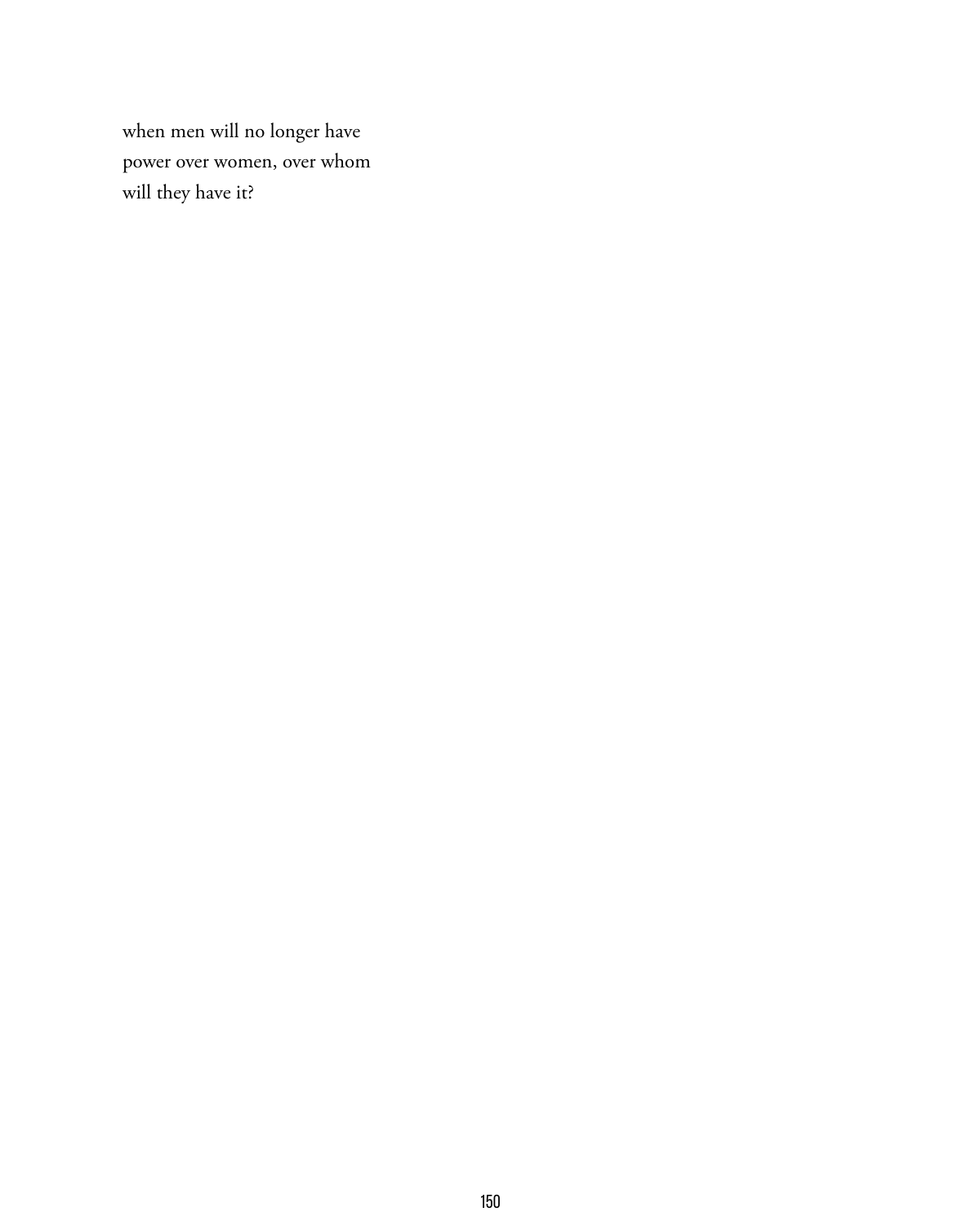when men will no longer have
power over women, over whom
will they have it?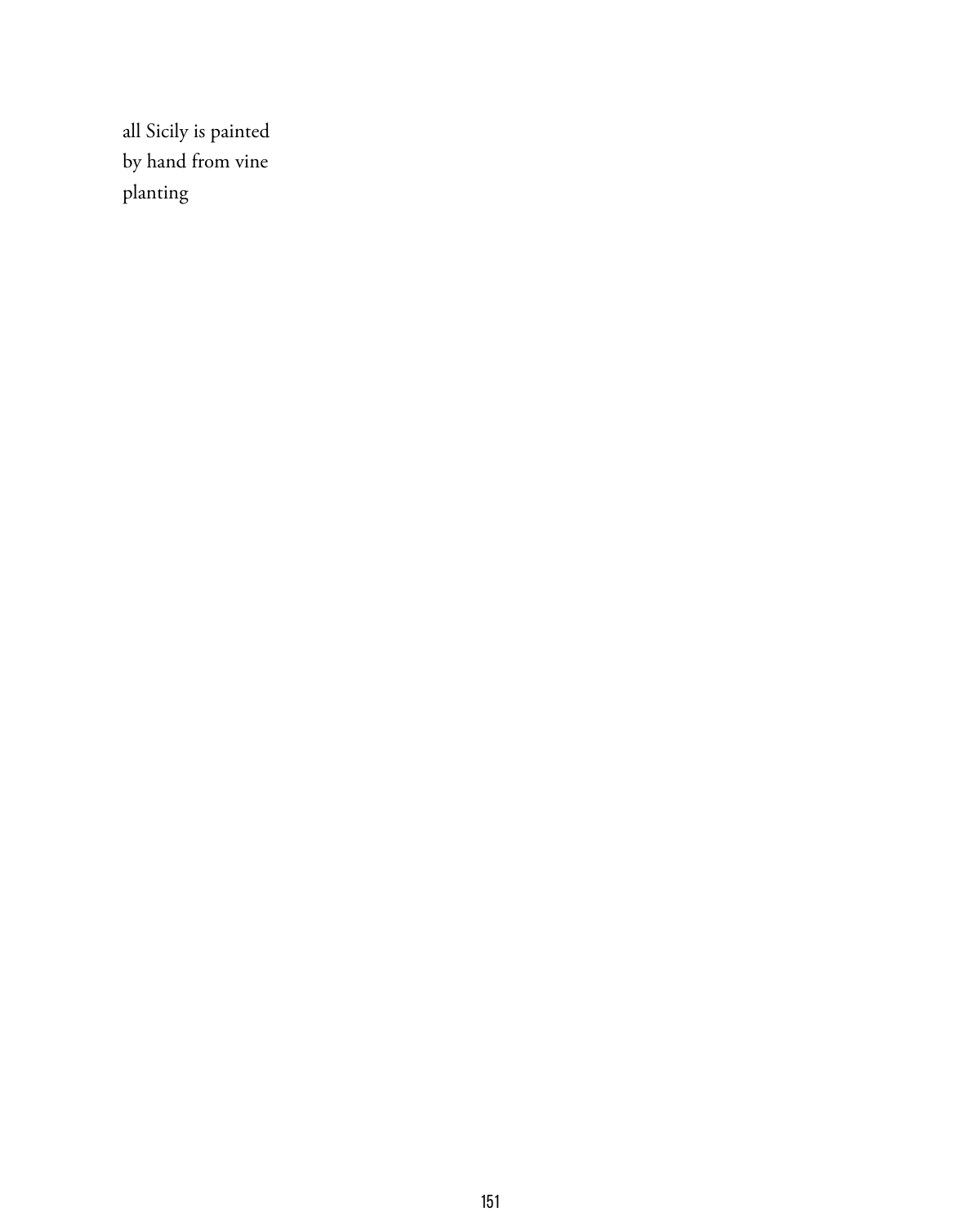all Sicily is painted  
by hand from vine  
planting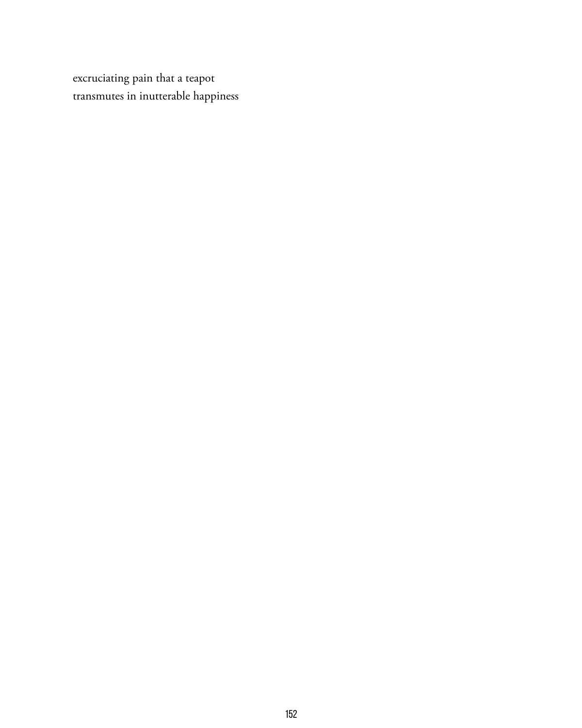excruciating pain that a teapot  
transmutes in inutterable happiness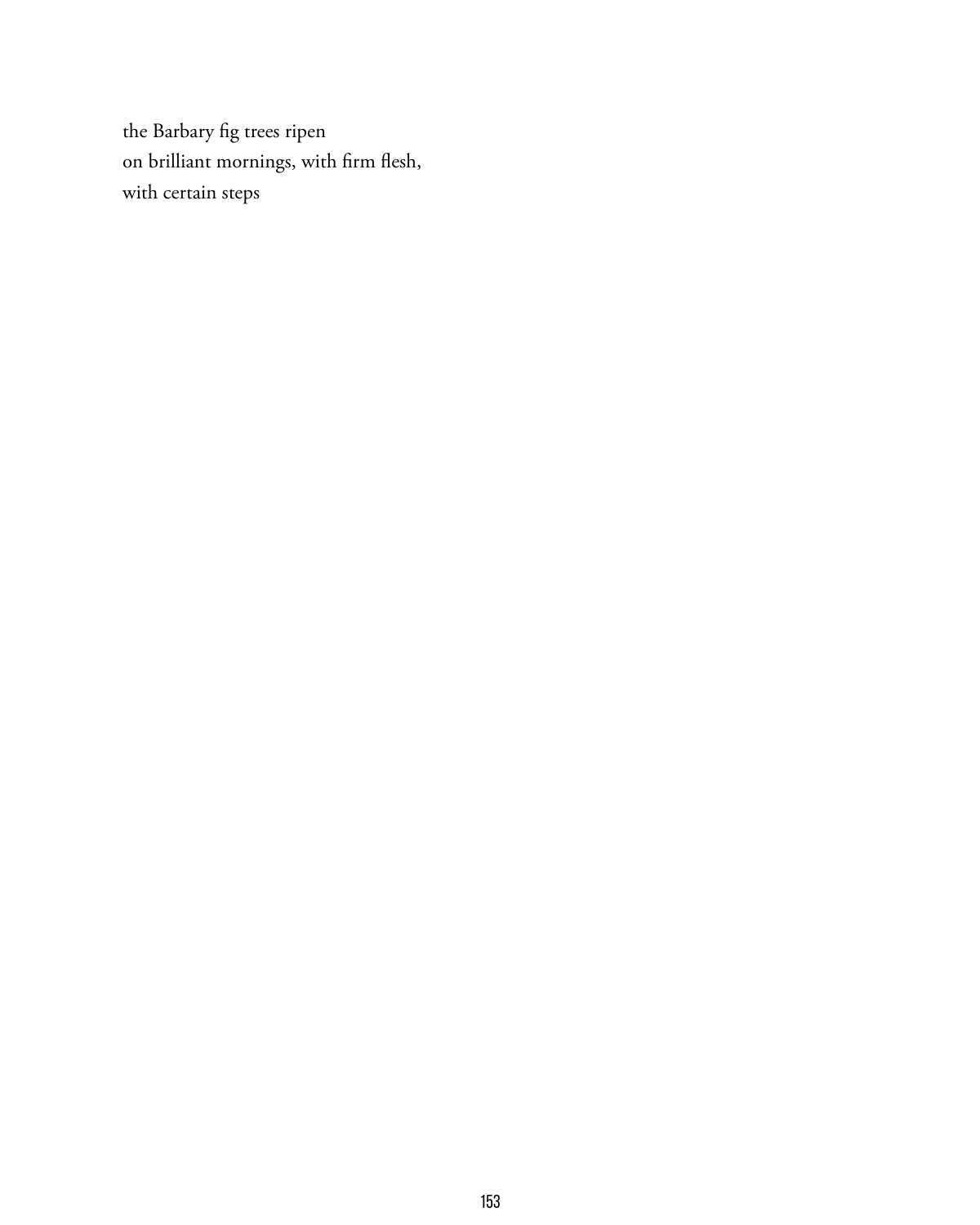the Barbary fig trees ripen
on brilliant mornings, with firm flesh,
with certain steps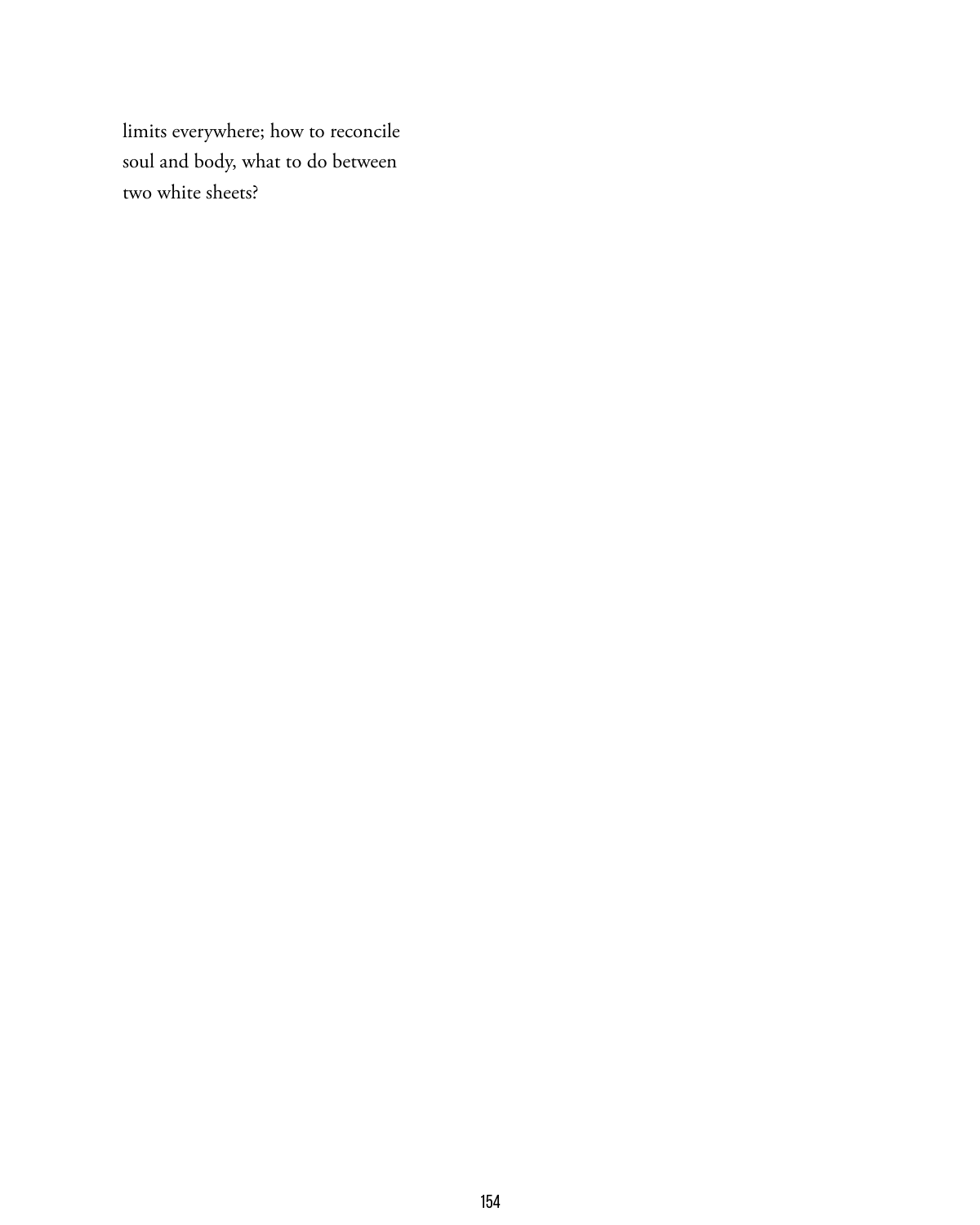limits everywhere; how to reconcile  
soul and body, what to do between  
two white sheets?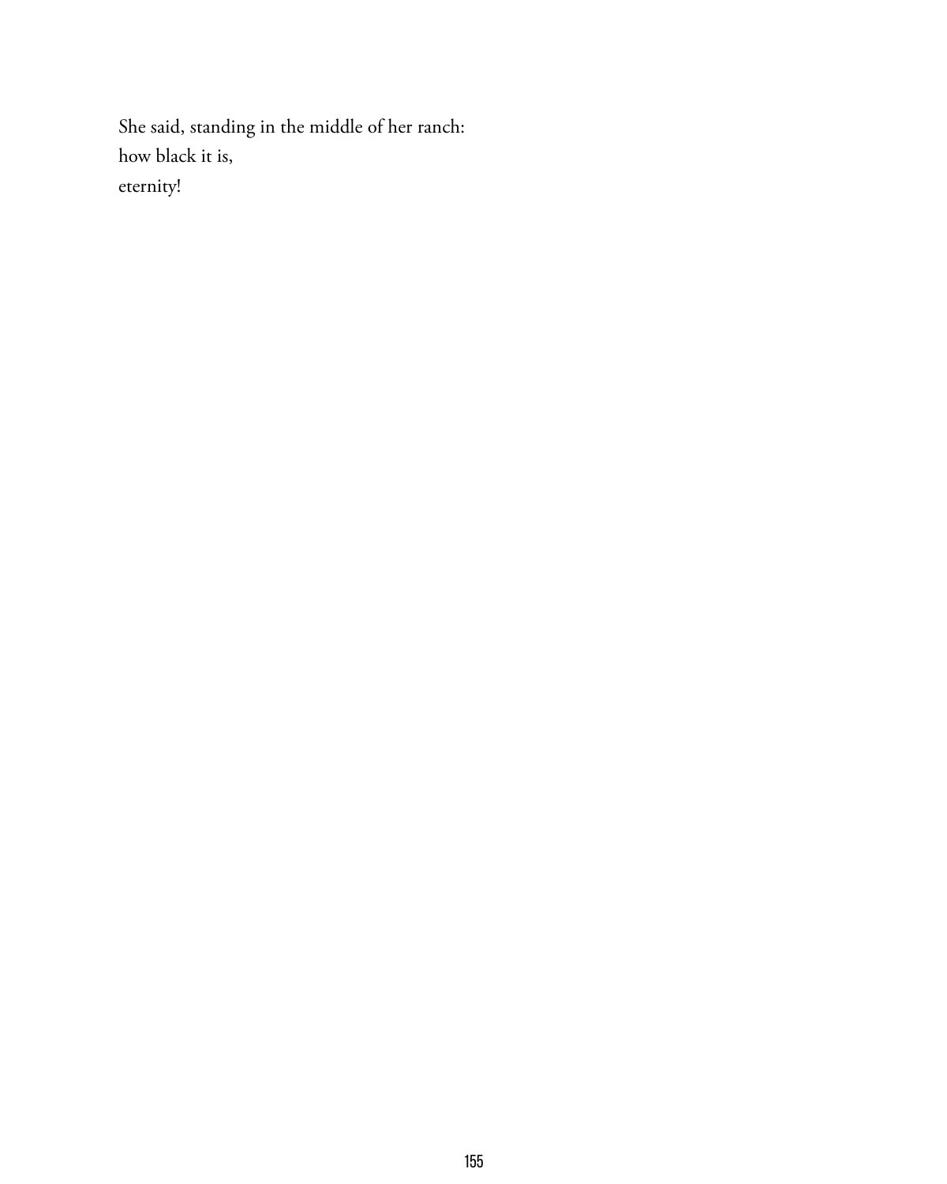She said, standing in the middle of her ranch:  
how black it is,  
eternity!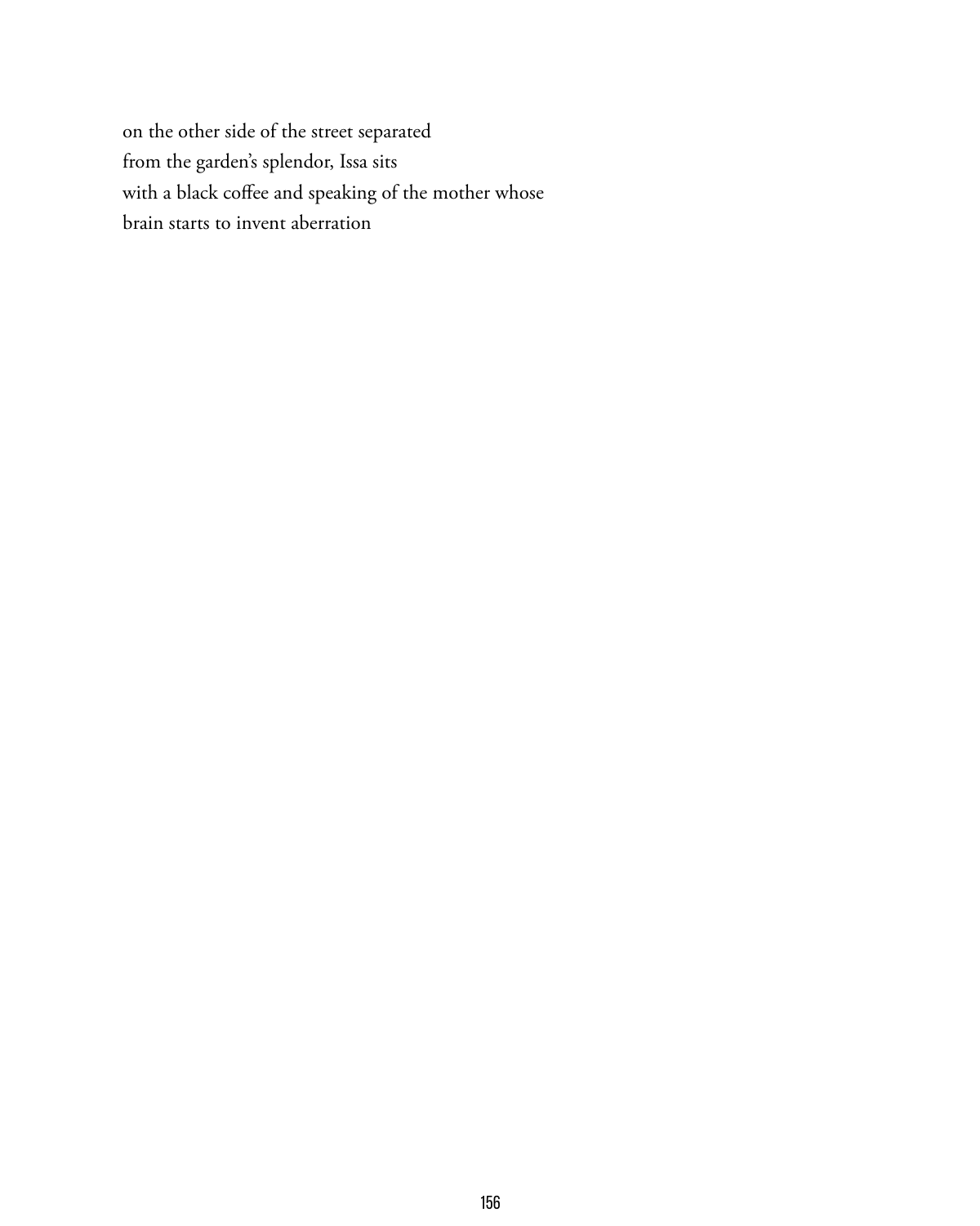on the other side of the street separated  
from the garden's splendor, Issa sits  
with a black coffee and speaking of the mother whose  
brain starts to invent aberration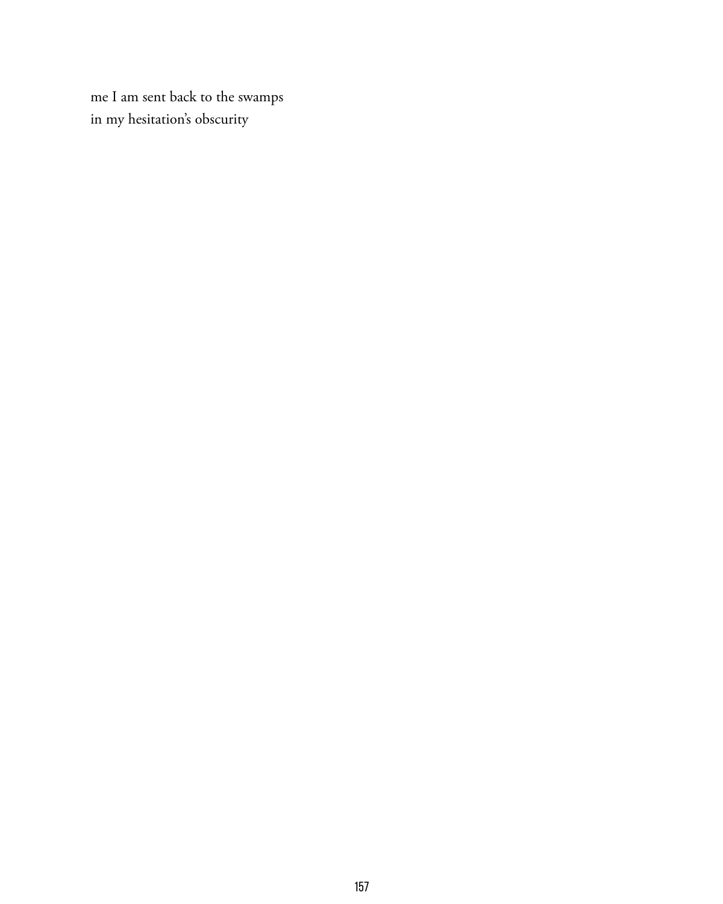me I am sent back to the swamps
in my hesitation's obscurity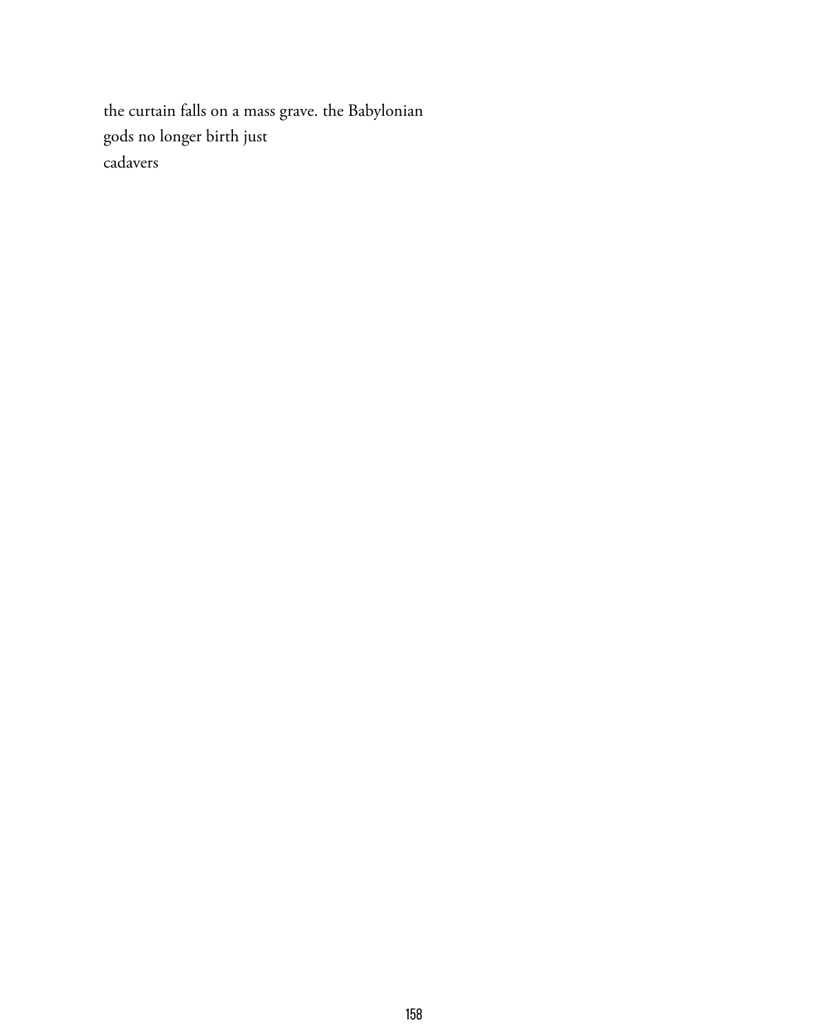the curtain falls on a mass grave. the Babylonian  
gods no longer birth just  
cadavers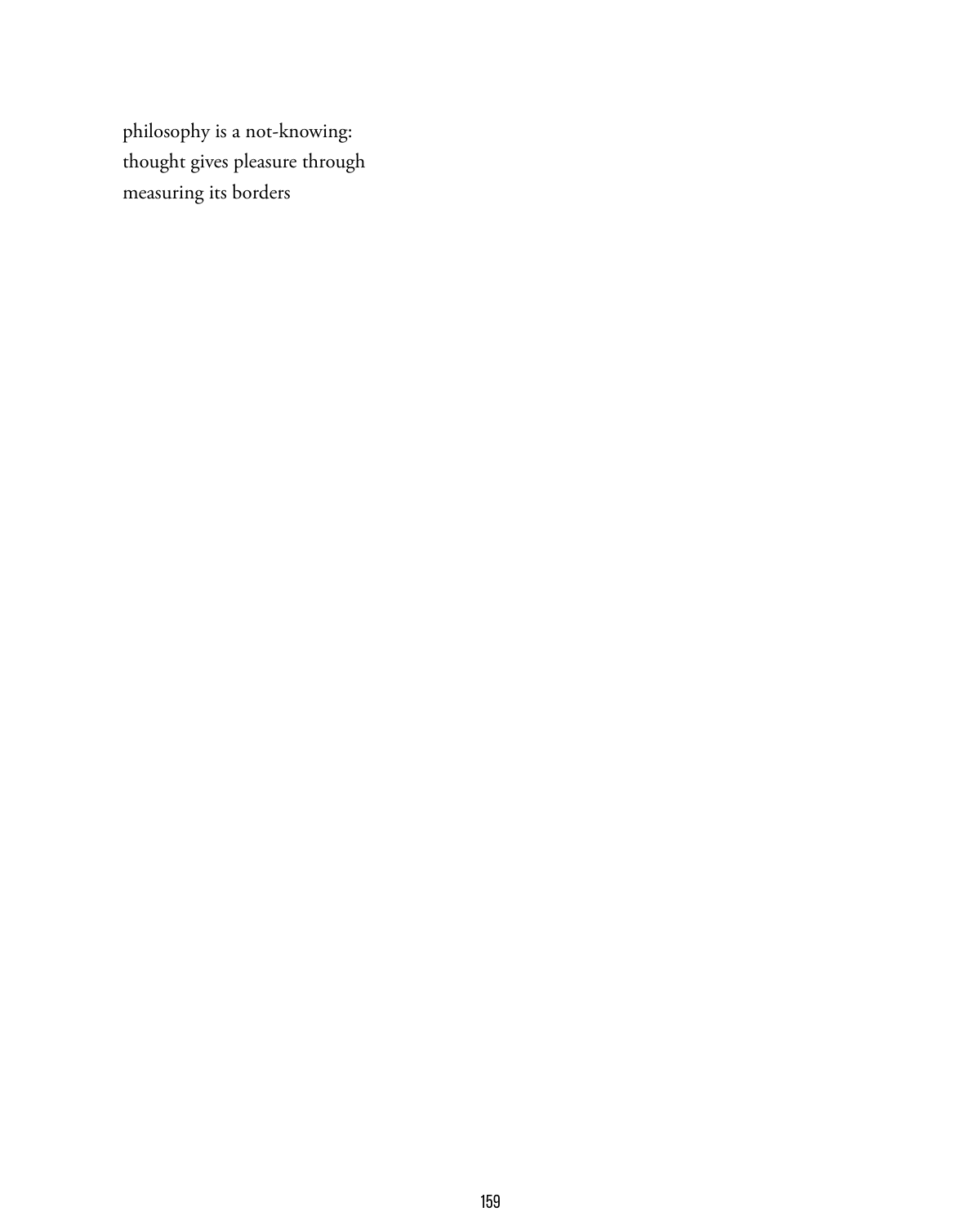philosophy is a not-knowing:  
thought gives pleasure through  
measuring its borders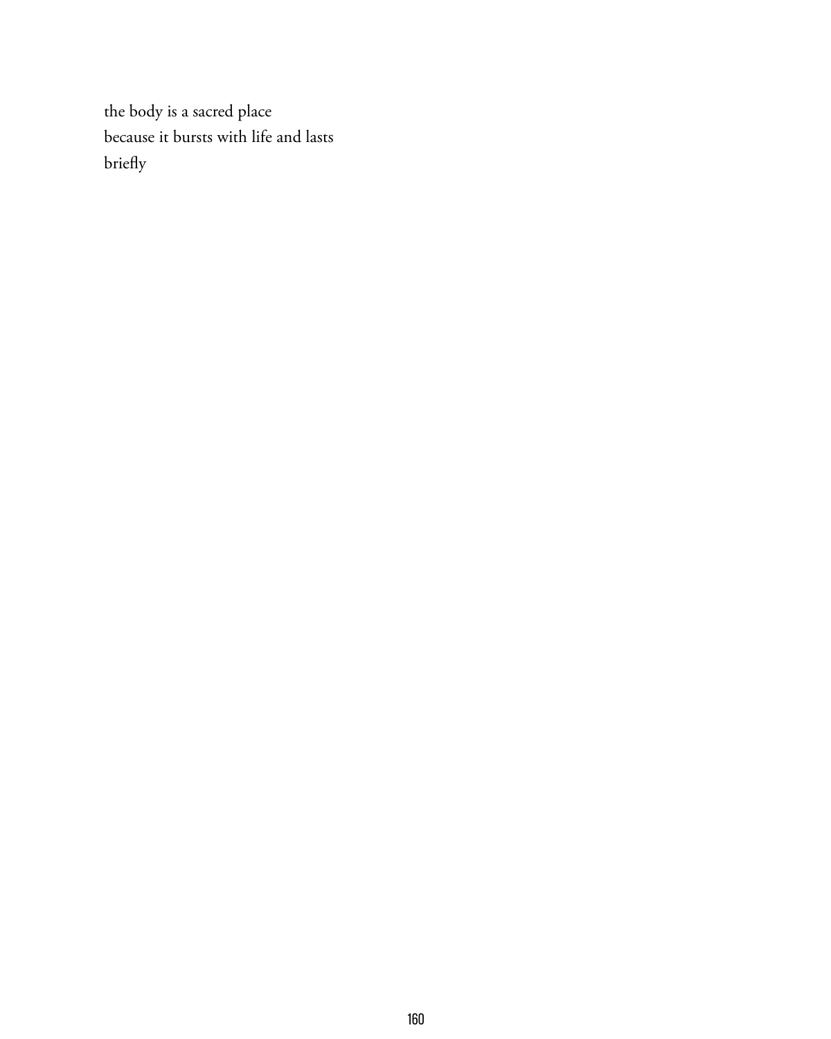the body is a sacred place
because it bursts with life and lasts
briefly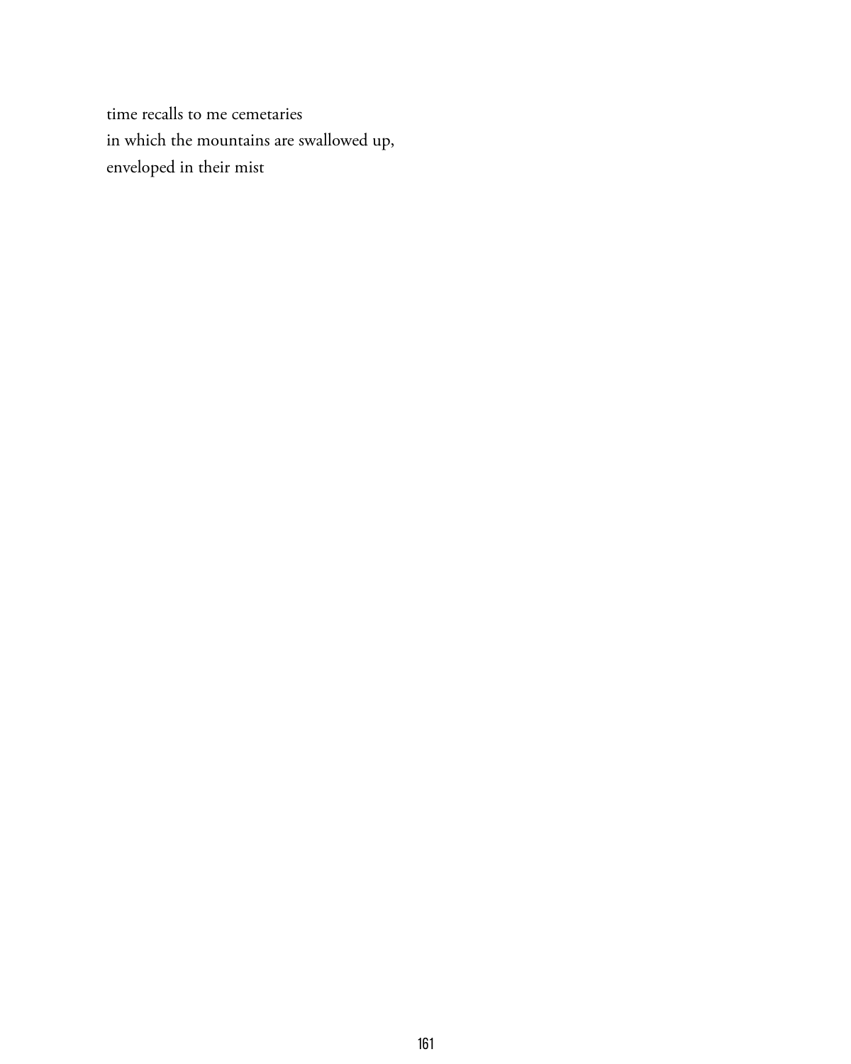time recalls to me cemetaries
in which the mountains are swallowed up,
enveloped in their mist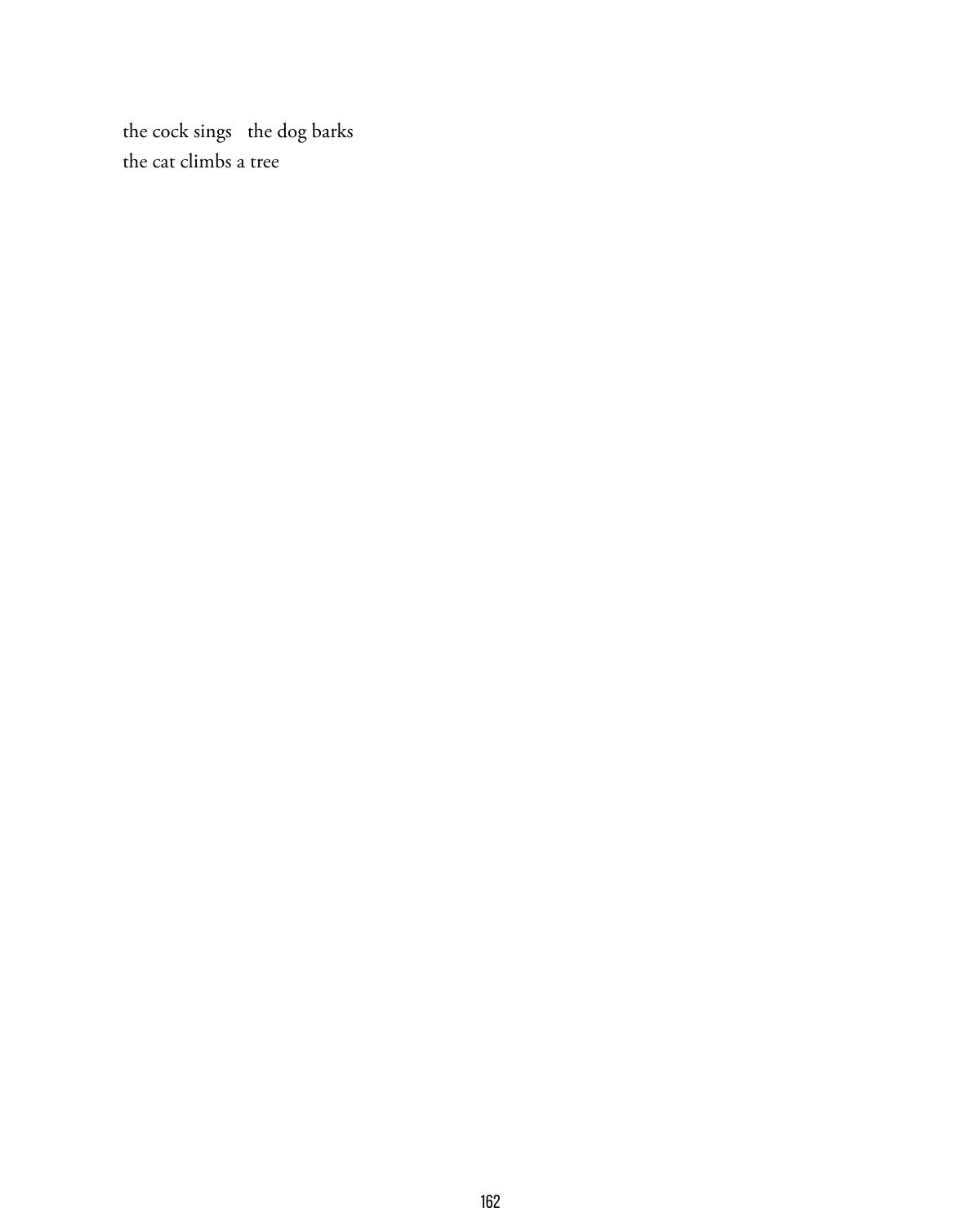the cock sings   the dog barks
the cat climbs a tree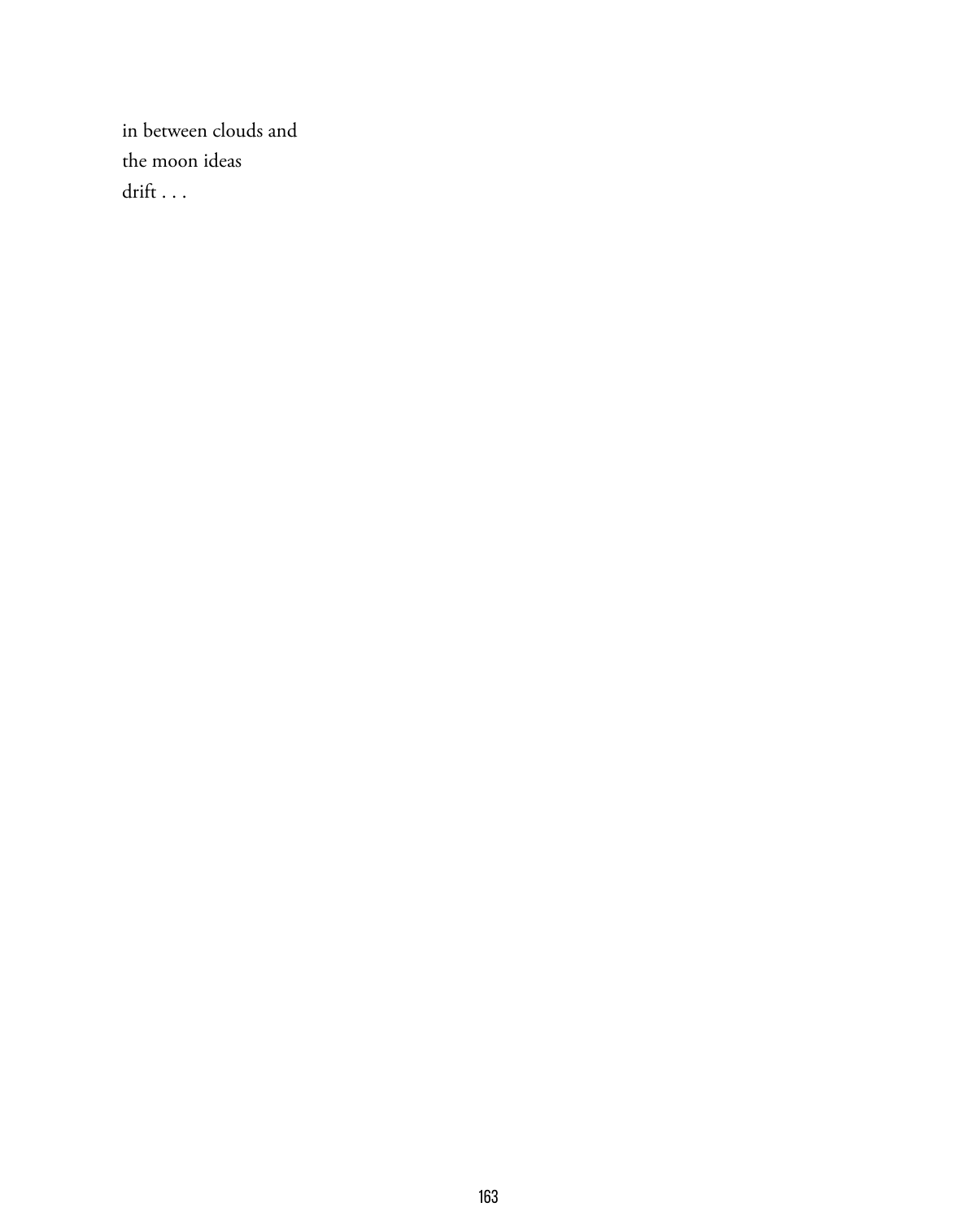in between clouds and  
the moon ideas  
drift . . .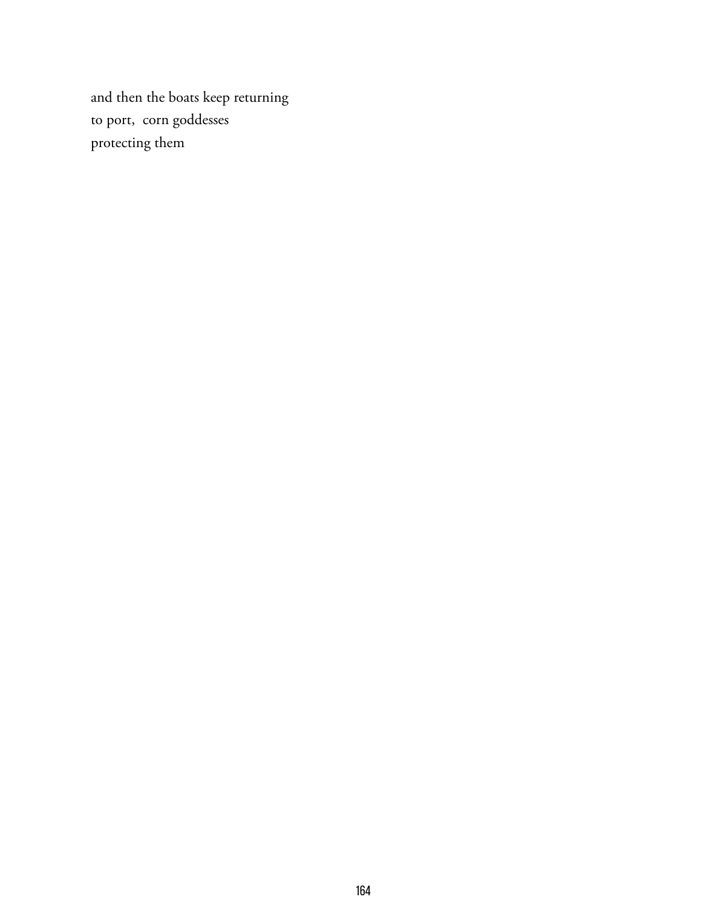and then the boats keep returning  
to port,  corn goddesses  
protecting them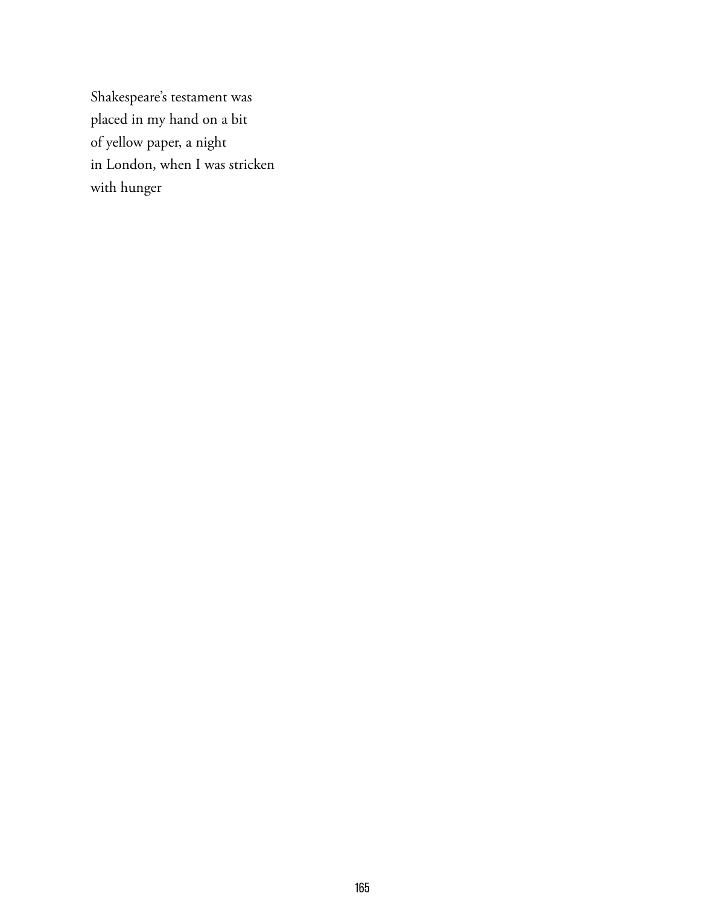Shakespeare's testament was  
placed in my hand on a bit  
of yellow paper, a night  
in London, when I was stricken  
with hunger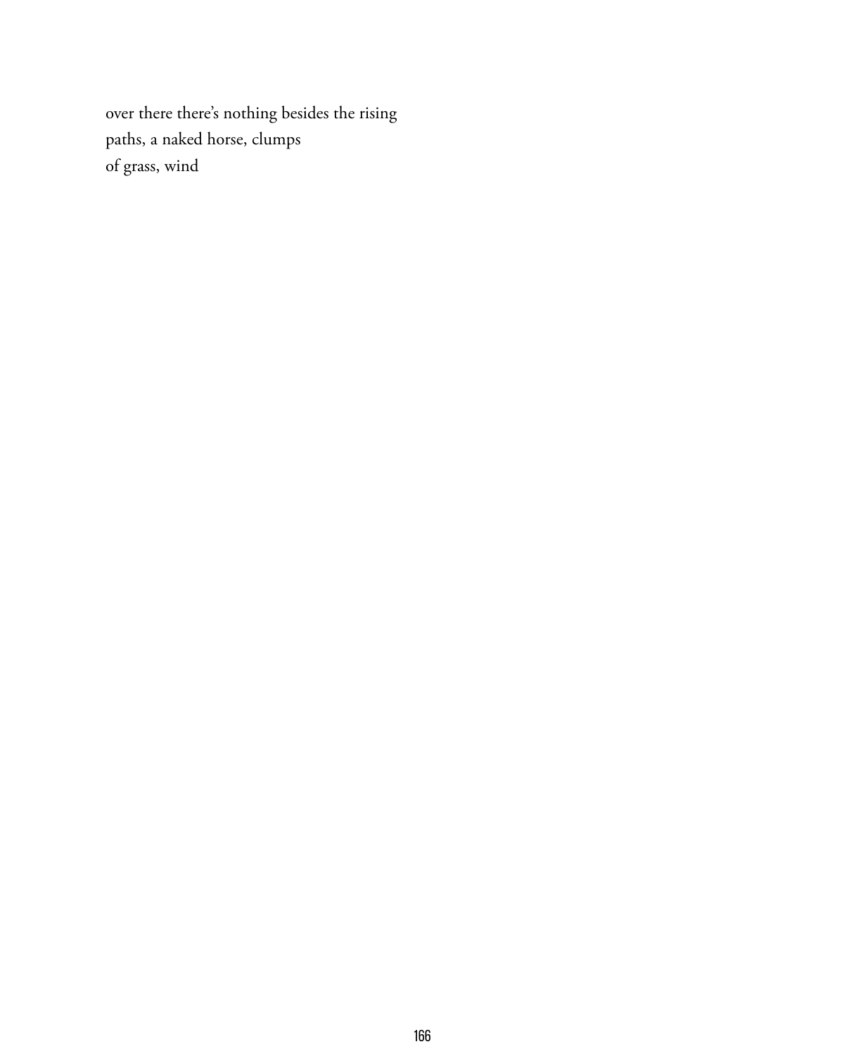over there there's nothing besides the rising  
paths, a naked horse, clumps  
of grass, wind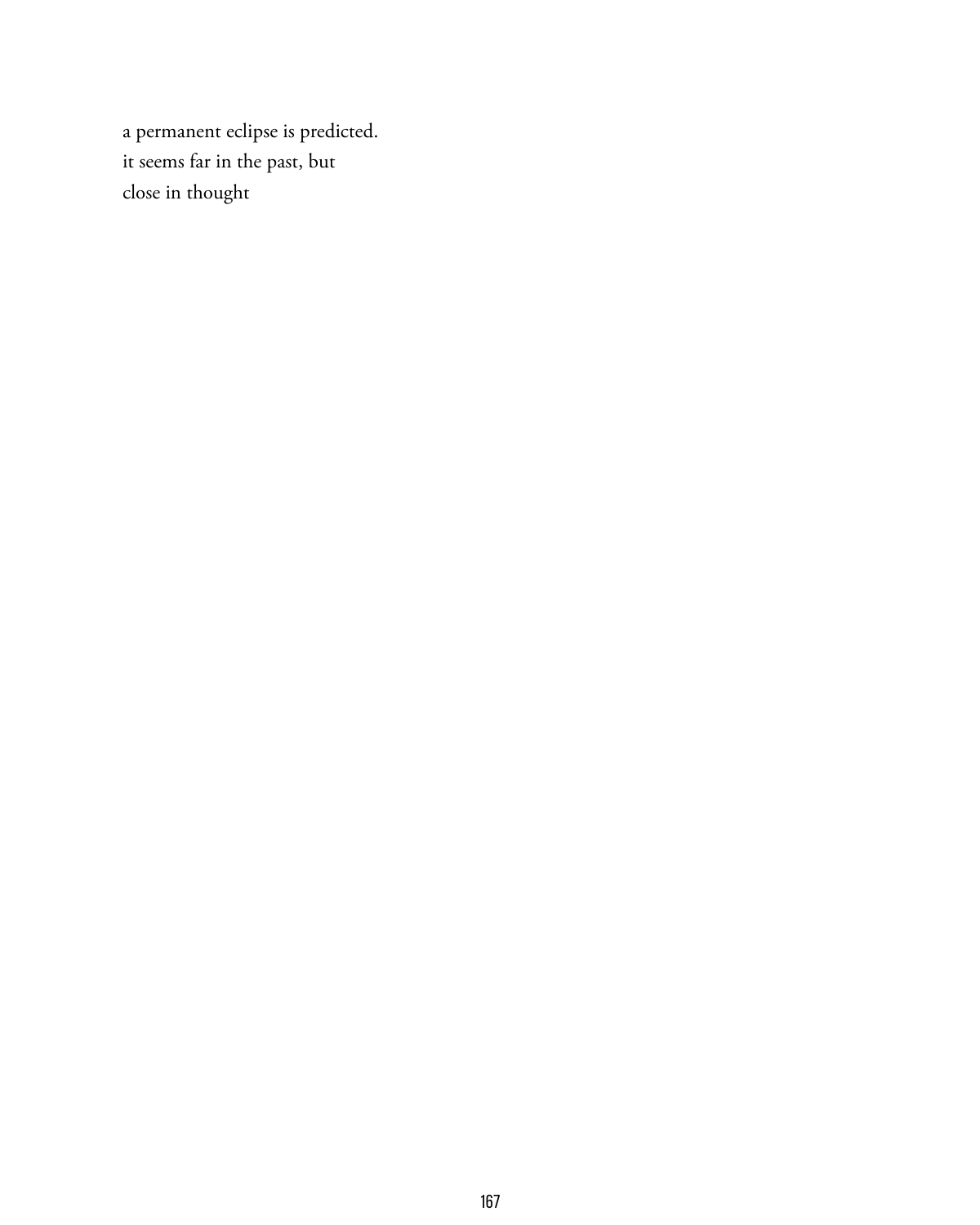a permanent eclipse is predicted.  
it seems far in the past, but  
close in thought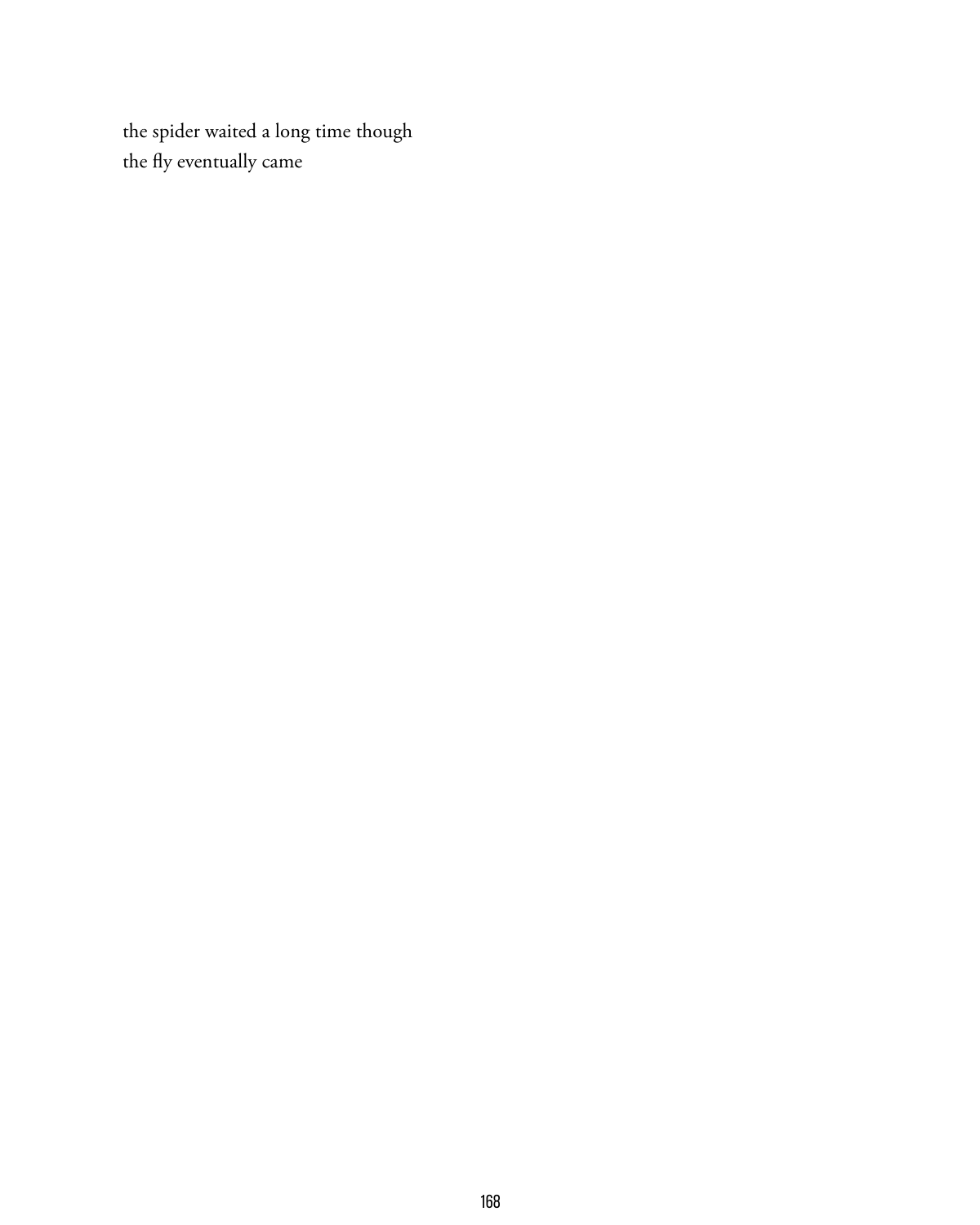the spider waited a long time though
the fly eventually came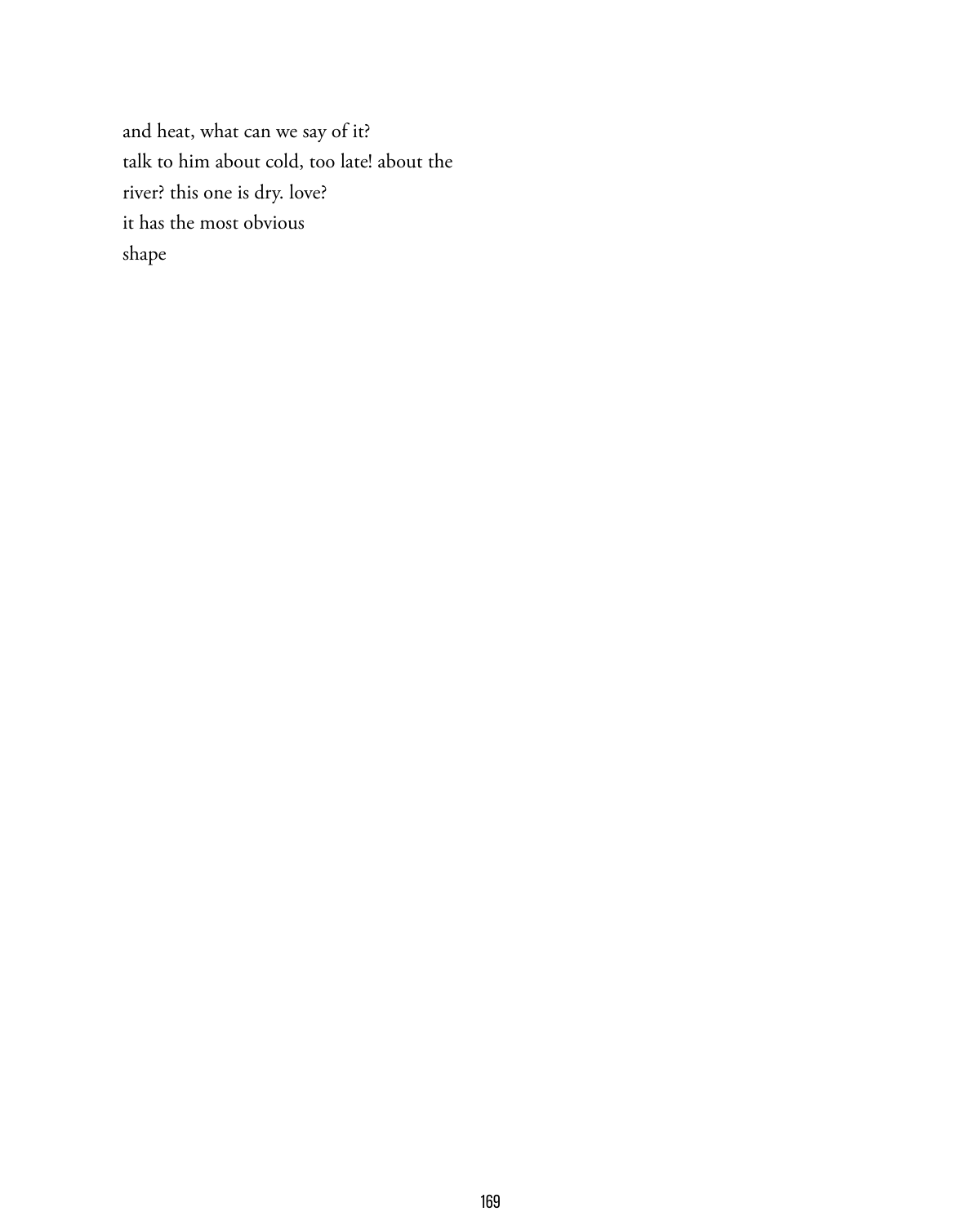and heat, what can we say of it?  
talk to him about cold, too late! about the  
river? this one is dry. love?  
it has the most obvious  
shape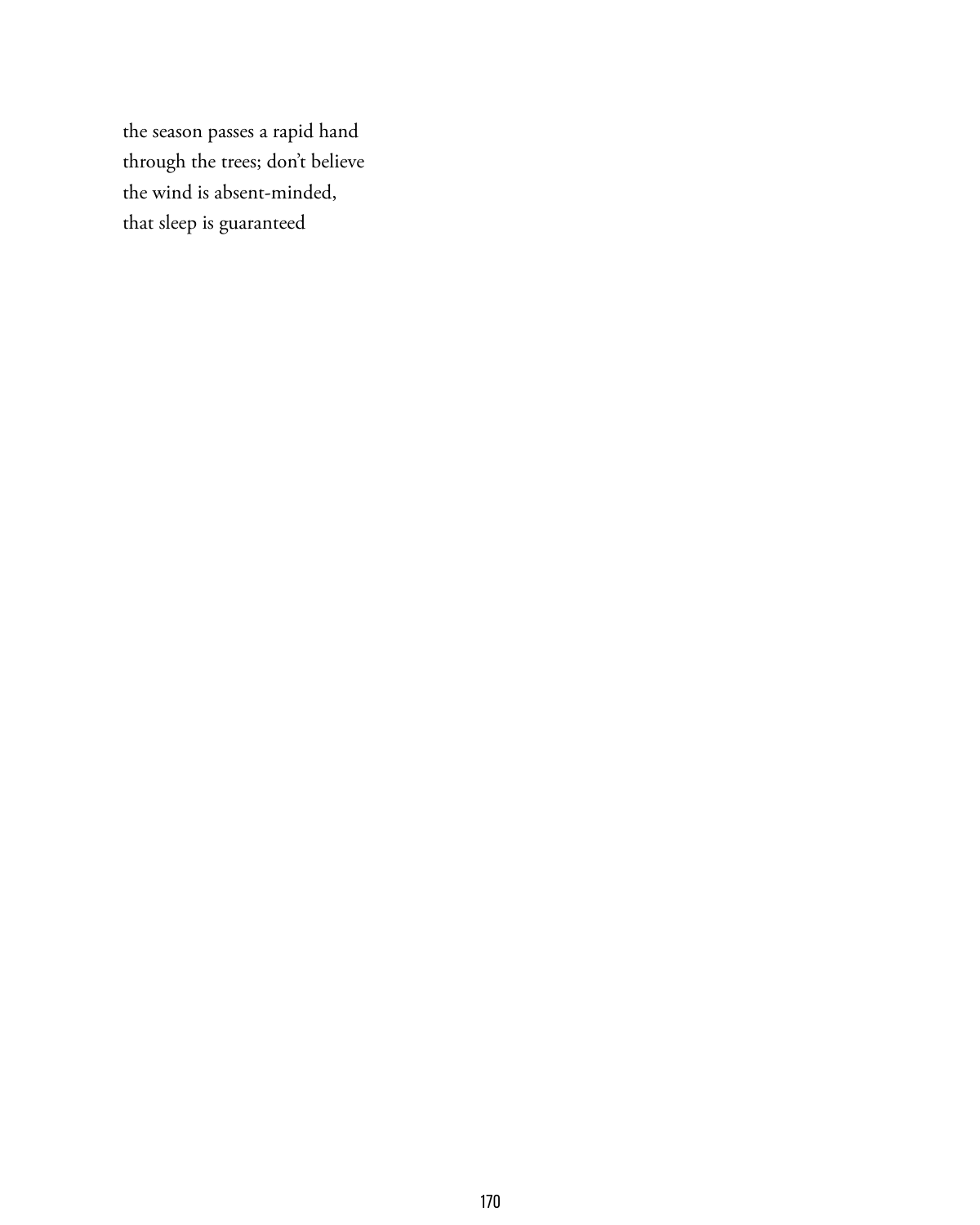the season passes a rapid hand  
through the trees; don't believe  
the wind is absent-minded,  
that sleep is guaranteed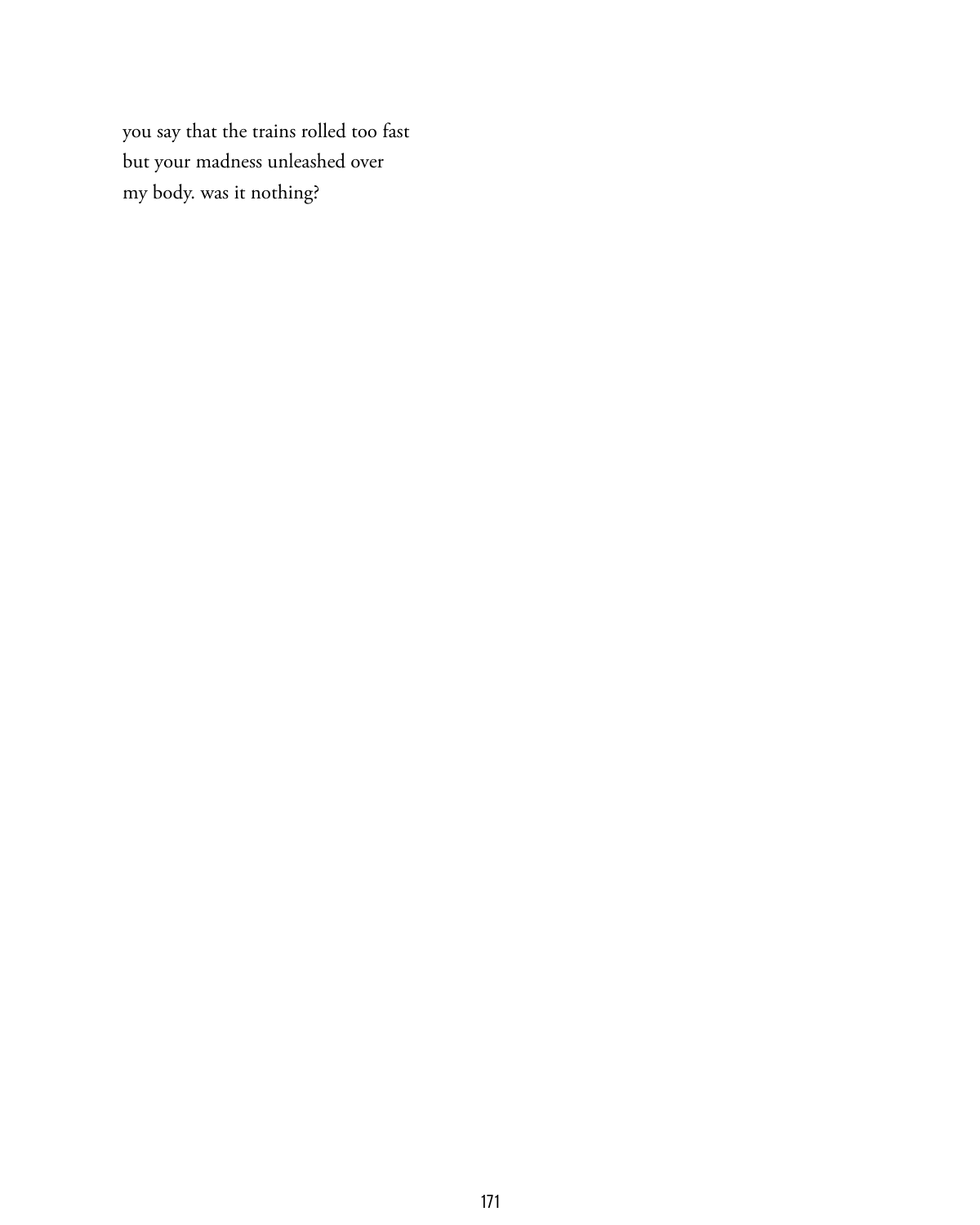you say that the trains rolled too fast  
but your madness unleashed over  
my body. was it nothing?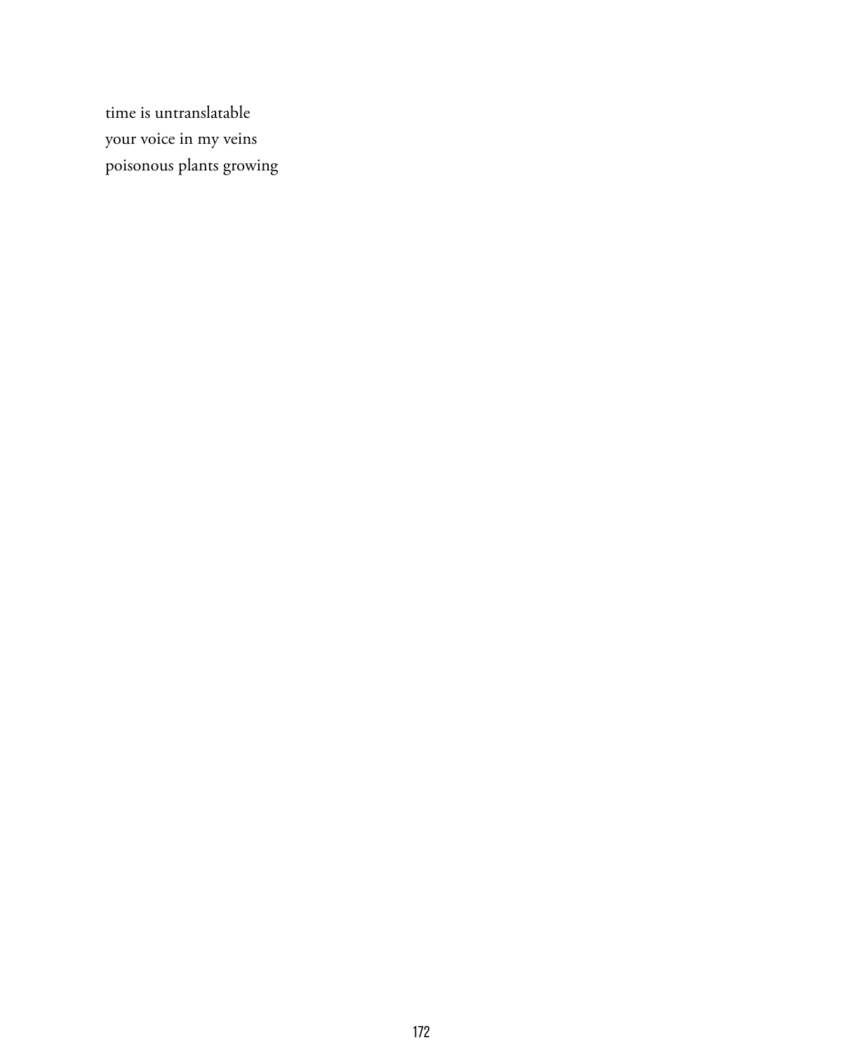time is untranslatable
your voice in my veins
poisonous plants growing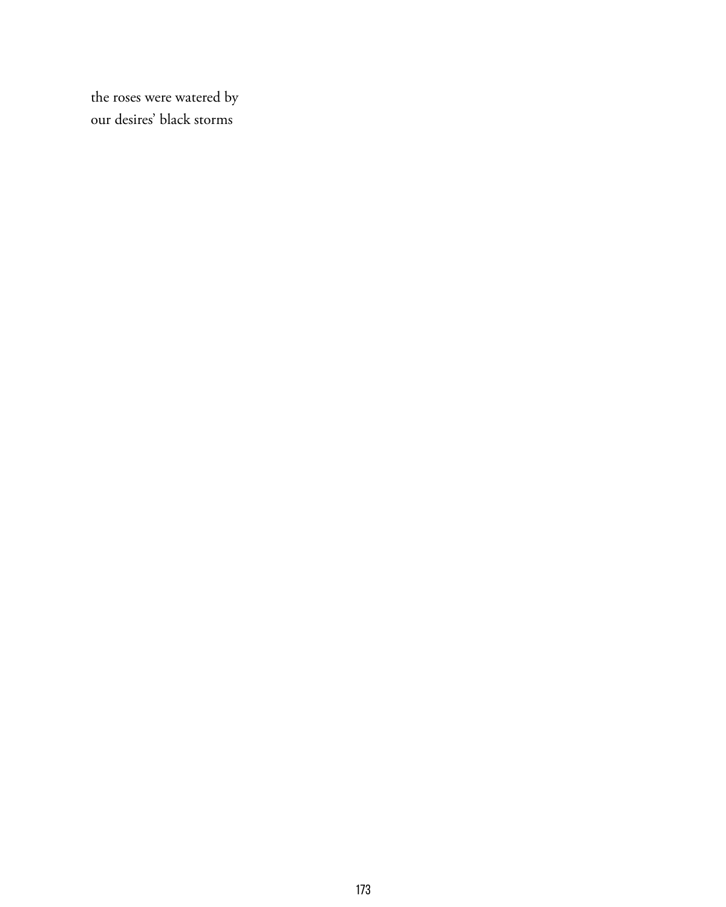the roses were watered by
our desires' black storms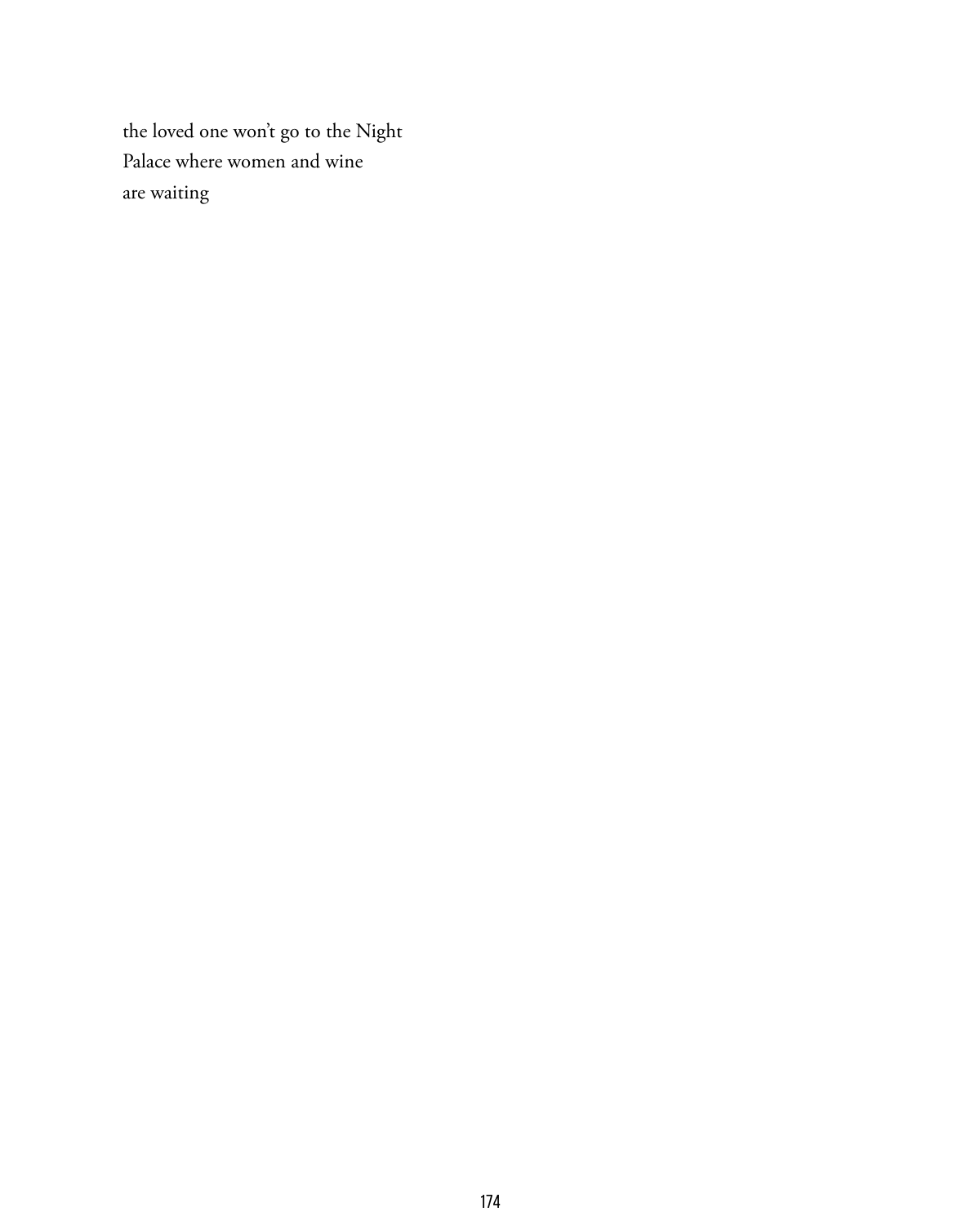the loved one won't go to the Night  
Palace where women and wine  
are waiting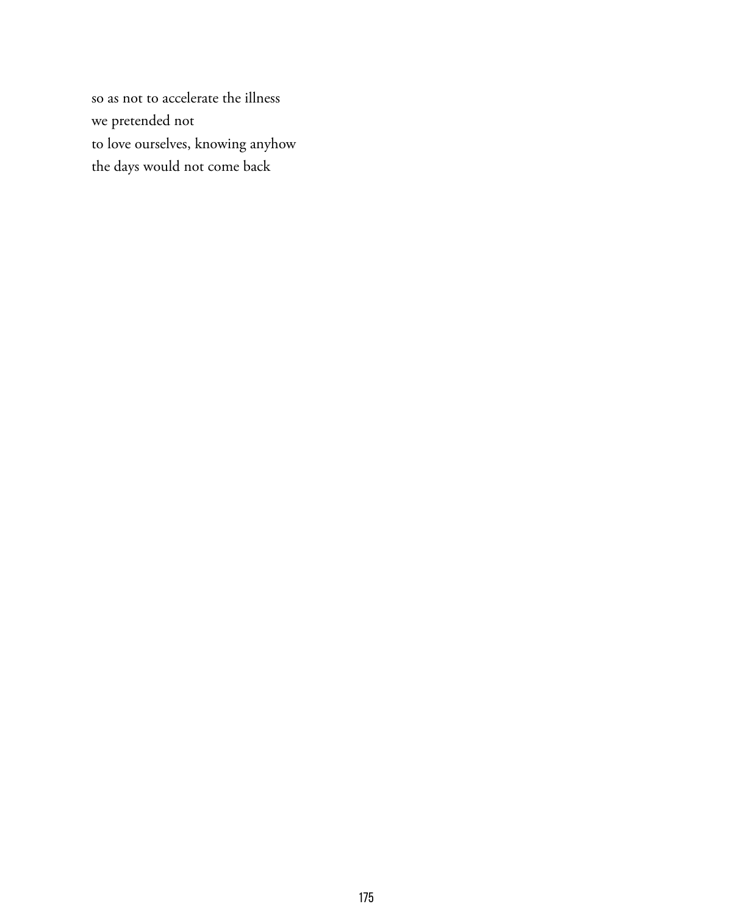so as not to accelerate the illness
we pretended not
to love ourselves, knowing anyhow
the days would not come back